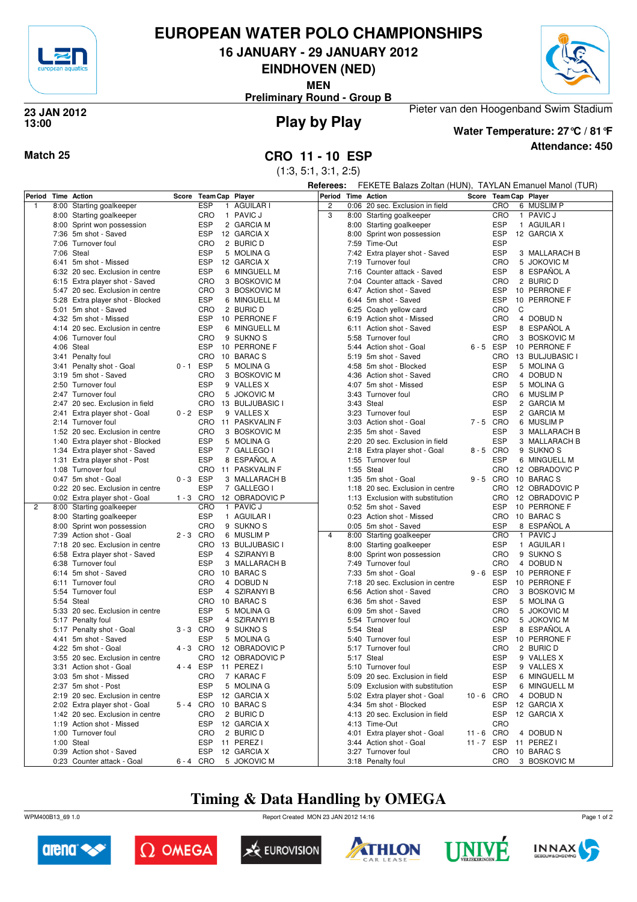# EUROPEAN WATER POLO CHAMPIONSHIPS

## 16 JANUARY - 29 JANUARY 2012

## EINDHOVEN (NED)

**MEN**

**Preliminary Round - Group B**

**23 JAN 2012**
**13:00**

## Play by Play

Pieter van den Hoogenband Swim Stadium

**Water Temperature: 27°C / 81°F**

**Attendance: 450**

**Match 25**

## CRO 11 - 10 ESP

(1:3, 5:1, 3:1, 2:5)

**Referees:** FEKETE Balazs Zoltan (HUN), TAYLAN Emanuel Manol (TUR)

| Period | Time | Action | Score | Team | Cap | Player |
|---|---|---|---|---|---|---|
| 1 | 8:00 | Starting goalkeeper | | ESP | 1 | AGUILAR I |
| | 8:00 | Starting goalkeeper | | CRO | 1 | PAVIC J |
| | 8:00 | Sprint won possession | | ESP | 2 | GARCIA M |
| | 7:36 | 5m shot - Saved | | ESP | 12 | GARCIA X |
| | 7:06 | Turnover foul | | CRO | 2 | BURIC D |
| | 7:06 | Steal | | ESP | 5 | MOLINA G |
| | 6:41 | 5m shot - Missed | | ESP | 12 | GARCIA X |
| | 6:32 | 20 sec. Exclusion in centre | | ESP | 6 | MINGUELL M |
| | 6:15 | Extra player shot - Saved | | CRO | 3 | BOSKOVIC M |
| | 5:47 | 20 sec. Exclusion in centre | | CRO | 3 | BOSKOVIC M |
| | 5:28 | Extra player shot - Blocked | | ESP | 6 | MINGUELL M |
| | 5:01 | 5m shot - Saved | | CRO | 2 | BURIC D |
| | 4:32 | 5m shot - Missed | | ESP | 10 | PERRONE F |
| | 4:14 | 20 sec. Exclusion in centre | | ESP | 6 | MINGUELL M |
| | 4:06 | Turnover foul | | CRO | 9 | SUKNO S |
| | 4:06 | Steal | | ESP | 10 | PERRONE F |
| | 3:41 | Penalty foul | | CRO | 10 | BARAC S |
| | 3:41 | Penalty shot - Goal | 0 - 1 | ESP | 5 | MOLINA G |
| | 3:19 | 5m shot - Saved | | CRO | 3 | BOSKOVIC M |
| | 2:50 | Turnover foul | | ESP | 9 | VALLES X |
| | 2:47 | Turnover foul | | CRO | 5 | JOKOVIC M |
| | 2:47 | 20 sec. Exclusion in field | | CRO | 13 | BULJUBASIC I |
| | 2:41 | Extra player shot - Goal | 0 - 2 | ESP | 9 | VALLES X |
| | 2:14 | Turnover foul | | CRO | 11 | PASKVALIN F |
| | 1:52 | 20 sec. Exclusion in centre | | CRO | 3 | BOSKOVIC M |
| | 1:40 | Extra player shot - Blocked | | ESP | 5 | MOLINA G |
| | 1:34 | Extra player shot - Saved | | ESP | 7 | GALLEGO I |
| | 1:31 | Extra player shot - Post | | ESP | 8 | ESPAÑOL A |
| | 1:08 | Turnover foul | | CRO | 11 | PASKVALIN F |
| | 0:47 | 5m shot - Goal | 0 - 3 | ESP | 3 | MALLARACH B |
| | 0:22 | 20 sec. Exclusion in centre | | ESP | 7 | GALLEGO I |
| | 0:02 | Extra player shot - Goal | 1 - 3 | CRO | 12 | OBRADOVIC P |
| 2 | 8:00 | Starting goalkeeper | | CRO | 1 | PAVIC J |
| | 8:00 | Starting goalkeeper | | ESP | 1 | AGUILAR I |
| | 8:00 | Sprint won possession | | CRO | 9 | SUKNO S |
| | 7:39 | Action shot - Goal | 2 - 3 | CRO | 6 | MUSLIM P |
| | 7:18 | 20 sec. Exclusion in centre | | CRO | 13 | BULJUBASIC I |
| | 6:58 | Extra player shot - Saved | | ESP | 4 | SZIRANYI B |
| | 6:38 | Turnover foul | | ESP | 3 | MALLARACH B |
| | 6:14 | 5m shot - Saved | | CRO | 10 | BARAC S |
| | 6:11 | Turnover foul | | CRO | 4 | DOBUD N |
| | 5:54 | Turnover foul | | ESP | 4 | SZIRANYI B |
| | 5:54 | Steal | | CRO | 10 | BARAC S |
| | 5:33 | 20 sec. Exclusion in centre | | ESP | 5 | MOLINA G |
| | 5:17 | Penalty foul | | ESP | 4 | SZIRANYI B |
| | 5:17 | Penalty shot - Goal | 3 - 3 | CRO | 9 | SUKNO S |
| | 4:41 | 5m shot - Saved | | ESP | 5 | MOLINA G |
| | 4:22 | 5m shot - Goal | 4 - 3 | CRO | 12 | OBRADOVIC P |
| | 3:55 | 20 sec. Exclusion in centre | | CRO | 12 | OBRADOVIC P |
| | 3:31 | Action shot - Goal | 4 - 4 | ESP | 11 | PEREZ I |
| | 3:03 | 5m shot - Missed | | CRO | 7 | KARAC F |
| | 2:37 | 5m shot - Post | | ESP | 5 | MOLINA G |
| | 2:19 | 20 sec. Exclusion in centre | | ESP | 12 | GARCIA X |
| | 2:02 | Extra player shot - Goal | 5 - 4 | CRO | 10 | BARAC S |
| | 1:42 | 20 sec. Exclusion in centre | | CRO | 2 | BURIC D |
| | 1:19 | Action shot - Missed | | ESP | 12 | GARCIA X |
| | 1:00 | Turnover foul | | CRO | 2 | BURIC D |
| | 1:00 | Steal | | ESP | 11 | PEREZ I |
| | 0:39 | Action shot - Saved | | ESP | 12 | GARCIA X |
| | 0:23 | Counter attack - Goal | 6 - 4 | CRO | 5 | JOKOVIC M |
| 2 | 0:06 | 20 sec. Exclusion in field | | CRO | 6 | MUSLIM P |
| 3 | 8:00 | Starting goalkeeper | | CRO | 1 | PAVIC J |
| | 8:00 | Starting goalkeeper | | ESP | 1 | AGUILAR I |
| | 8:00 | Sprint won possession | | ESP | 12 | GARCIA X |
| | 7:59 | Time-Out | | ESP | | |
| | 7:42 | Extra player shot - Saved | | ESP | 3 | MALLARACH B |
| | 7:19 | Turnover foul | | CRO | 5 | JOKOVIC M |
| | 7:16 | Counter attack - Saved | | ESP | 8 | ESPAÑOL A |
| | 7:04 | Counter attack - Saved | | CRO | 2 | BURIC D |
| | 6:47 | Action shot - Saved | | ESP | 10 | PERRONE F |
| | 6:44 | 5m shot - Saved | | ESP | 10 | PERRONE F |
| | 6:25 | Coach yellow card | | CRO | C | |
| | 6:19 | Action shot - Missed | | CRO | 4 | DOBUD N |
| | 6:11 | Action shot - Saved | | ESP | 8 | ESPAÑOL A |
| | 5:58 | Turnover foul | | CRO | 3 | BOSKOVIC M |
| | 5:44 | Action shot - Goal | 6 - 5 | ESP | 10 | PERRONE F |
| | 5:19 | 5m shot - Saved | | CRO | 13 | BULJUBASIC I |
| | 4:58 | 5m shot - Blocked | | ESP | 5 | MOLINA G |
| | 4:36 | Action shot - Saved | | CRO | 4 | DOBUD N |
| | 4:07 | 5m shot - Missed | | ESP | 5 | MOLINA G |
| | 3:43 | Turnover foul | | CRO | 6 | MUSLIM P |
| | 3:43 | Steal | | ESP | 2 | GARCIA M |
| | 3:23 | Turnover foul | | ESP | 2 | GARCIA M |
| | 3:03 | Action shot - Goal | 7 - 5 | CRO | 6 | MUSLIM P |
| | 2:35 | 5m shot - Saved | | ESP | 3 | MALLARACH B |
| | 2:20 | 20 sec. Exclusion in field | | ESP | 3 | MALLARACH B |
| | 2:18 | Extra player shot - Goal | 8 - 5 | CRO | 9 | SUKNO S |
| | 1:55 | Turnover foul | | ESP | 6 | MINGUELL M |
| | 1:55 | Steal | | CRO | 12 | OBRADOVIC P |
| | 1:35 | 5m shot - Goal | 9 - 5 | CRO | 10 | BARAC S |
| | 1:18 | 20 sec. Exclusion in centre | | CRO | 12 | OBRADOVIC P |
| | 1:13 | Exclusion with substitution | | CRO | 12 | OBRADOVIC P |
| | 0:52 | 5m shot - Saved | | ESP | 10 | PERRONE F |
| | 0:23 | Action shot - Missed | | CRO | 10 | BARAC S |
| | 0:05 | 5m shot - Saved | | ESP | 8 | ESPAÑOL A |
| 4 | 8:00 | Starting goalkeeper | | CRO | 1 | PAVIC J |
| | 8:00 | Starting goalkeeper | | ESP | 1 | AGUILAR I |
| | 8:00 | Sprint won possession | | CRO | 9 | SUKNO S |
| | 7:49 | Turnover foul | | CRO | 4 | DOBUD N |
| | 7:33 | 5m shot - Goal | 9 - 6 | ESP | 10 | PERRONE F |
| | 7:18 | 20 sec. Exclusion in centre | | ESP | 10 | PERRONE F |
| | 6:56 | Action shot - Saved | | CRO | 3 | BOSKOVIC M |
| | 6:36 | 5m shot - Saved | | ESP | 5 | MOLINA G |
| | 6:09 | 5m shot - Saved | | CRO | 5 | JOKOVIC M |
| | 5:54 | Turnover foul | | CRO | 5 | JOKOVIC M |
| | 5:54 | Steal | | ESP | 8 | ESPAÑOL A |
| | 5:40 | Turnover foul | | ESP | 10 | PERRONE F |
| | 5:17 | Turnover foul | | CRO | 2 | BURIC D |
| | 5:17 | Steal | | ESP | 9 | VALLES X |
| | 5:10 | Turnover foul | | ESP | 9 | VALLES X |
| | 5:09 | 20 sec. Exclusion in field | | ESP | 6 | MINGUELL M |
| | 5:09 | Exclusion with substitution | | ESP | 6 | MINGUELL M |
| | 5:02 | Extra player shot - Goal | 10 - 6 | CRO | 4 | DOBUD N |
| | 4:34 | 5m shot - Blocked | | ESP | 12 | GARCIA X |
| | 4:13 | 20 sec. Exclusion in field | | ESP | 12 | GARCIA X |
| | 4:13 | Time-Out | | CRO | | |
| | 4:01 | Extra player shot - Goal | 11 - 6 | CRO | 4 | DOBUD N |
| | 3:44 | Action shot - Goal | 11 - 7 | ESP | 11 | PEREZ I |
| | 3:27 | Turnover foul | | CRO | 10 | BARAC S |
| | 3:18 | Penalty foul | | CRO | 3 | BOSKOVIC M |

**Timing & Data Handling by OMEGA**

WPM400B13_69 1.0 Report Created MON 23 JAN 2012 14:16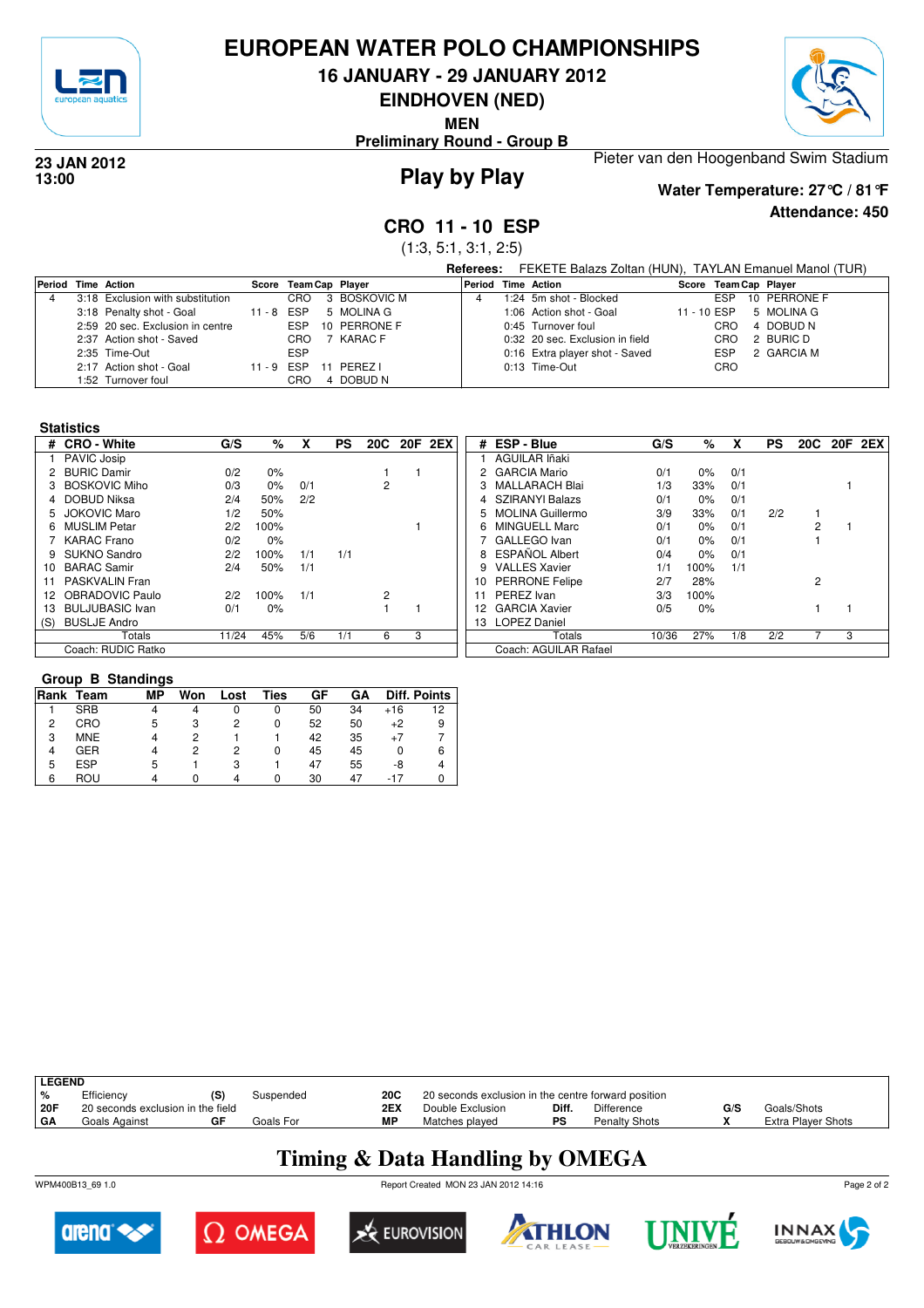# EUROPEAN WATER POLO CHAMPIONSHIPS

**16 JANUARY - 29 JANUARY 2012**

**EINDHOVEN (NED)**

**MEN**

**Preliminary Round - Group B**

**23 JAN 2012**
**13:00**

## Play by Play

Pieter van den Hoogenband Swim Stadium

**Water Temperature: 27°C / 81°F**

**Attendance: 450**

## CRO 11 - 10 ESP

(1:3, 5:1, 3:1, 2:5)

**Referees:** FEKETE Balazs Zoltan (HUN), TAYLAN Emanuel Manol (TUR)

| Period | Time | Action | Score | Team | Cap | Player |
|---|---|---|---|---|---|---|
| 4 | 3:18 | Exclusion with substitution | | CRO | 3 | BOSKOVIC M |
| | 3:18 | Penalty shot - Goal | 11 - 8 | ESP | 5 | MOLINA G |
| | 2:59 | 20 sec. Exclusion in centre | | ESP | 10 | PERRONE F |
| | 2:37 | Action shot - Saved | | CRO | 7 | KARAC F |
| | 2:35 | Time-Out | | ESP | | |
| | 2:17 | Action shot - Goal | 11 - 9 | ESP | 11 | PEREZ I |
| | 1:52 | Turnover foul | | CRO | 4 | DOBUD N |
| 4 | 1:24 | 5m shot - Blocked | | ESP | 10 | PERRONE F |
| | 1:06 | Action shot - Goal | 11 - 10 | ESP | 5 | MOLINA G |
| | 0:45 | Turnover foul | | CRO | 4 | DOBUD N |
| | 0:32 | 20 sec. Exclusion in field | | CRO | 2 | BURIC D |
| | 0:16 | Extra player shot - Saved | | ESP | 2 | GARCIA M |
| | 0:13 | Time-Out | | CRO | | |

### Statistics

| # | CRO - White | G/S | % | X | PS | 20C | 20F | 2EX |
|---|---|---|---|---|---|---|---|---|
| 1 | PAVIC Josip | | | | | | | |
| 2 | BURIC Damir | 0/2 | 0% | | | 1 | 1 | |
| 3 | BOSKOVIC Miho | 0/3 | 0% | 0/1 | | 2 | | |
| 4 | DOBUD Niksa | 2/4 | 50% | 2/2 | | | | |
| 5 | JOKOVIC Maro | 1/2 | 50% | | | | | |
| 6 | MUSLIM Petar | 2/2 | 100% | | | | 1 | |
| 7 | KARAC Frano | 0/2 | 0% | | | | | |
| 9 | SUKNO Sandro | 2/2 | 100% | 1/1 | 1/1 | | | |
| 10 | BARAC Samir | 2/4 | 50% | 1/1 | | | | |
| 11 | PASKVALIN Fran | | | | | | | |
| 12 | OBRADOVIC Paulo | 2/2 | 100% | 1/1 | | 2 | | |
| 13 | BULJUBASIC Ivan | 0/1 | 0% | | | 1 | 1 | |
| (S) | BUSLJE Andro | | | | | | | |
| | Totals | 11/24 | 45% | 5/6 | 1/1 | 6 | 3 | |
| | Coach: RUDIC Ratko | | | | | | | |

| # | ESP - Blue | G/S | % | X | PS | 20C | 20F | 2EX |
|---|---|---|---|---|---|---|---|---|
| 1 | AGUILAR Iñaki | | | | | | | |
| 2 | GARCIA Mario | 0/1 | 0% | 0/1 | | | | |
| 3 | MALLARACH Blai | 1/3 | 33% | 0/1 | | | 1 | |
| 4 | SZIRANYI Balazs | 0/1 | 0% | 0/1 | | | | |
| 5 | MOLINA Guillermo | 3/9 | 33% | 0/1 | 2/2 | 1 | | |
| 6 | MINGUELL Marc | 0/1 | 0% | 0/1 | | 2 | 1 | |
| 7 | GALLEGO Ivan | 0/1 | 0% | 0/1 | | 1 | | |
| 8 | ESPAÑOL Albert | 0/4 | 0% | 0/1 | | | | |
| 9 | VALLES Xavier | 1/1 | 100% | 1/1 | | | | |
| 10 | PERRONE Felipe | 2/7 | 28% | | | 2 | | |
| 11 | PEREZ Ivan | 3/3 | 100% | | | | | |
| 12 | GARCIA Xavier | 0/5 | 0% | | | 1 | 1 | |
| 13 | LOPEZ Daniel | | | | | | | |
| | Totals | 10/36 | 27% | 1/8 | 2/2 | 7 | 3 | |
| | Coach: AGUILAR Rafael | | | | | | | |

### Group B Standings

| Rank | Team | MP | Won | Lost | Ties | GF | GA | Diff. | Points |
|---|---|---|---|---|---|---|---|---|---|
| 1 | SRB | 4 | 4 | 0 | 0 | 50 | 34 | +16 | 12 |
| 2 | CRO | 5 | 3 | 2 | 0 | 52 | 50 | +2 | 9 |
| 3 | MNE | 4 | 2 | 1 | 1 | 42 | 35 | +7 | 7 |
| 4 | GER | 4 | 2 | 2 | 0 | 45 | 45 | 0 | 6 |
| 5 | ESP | 5 | 1 | 3 | 1 | 47 | 55 | -8 | 4 |
| 6 | ROU | 4 | 0 | 4 | 0 | 30 | 47 | -17 | 0 |

**LEGEND**

| | | | | | | | | | |
|---|---|---|---|---|---|---|---|---|---|
| % | Efficiency | (S) | Suspended | 20C | 20 seconds exclusion in the centre forward position | | | | |
| 20F | 20 seconds exclusion in the field | | | 2EX | Double Exclusion | Diff. | Difference | G/S | Goals/Shots |
| GA | Goals Against | GF | Goals For | MP | Matches played | PS | Penalty Shots | X | Extra Player Shots |

## Timing & Data Handling by OMEGA

WPM400B13_69 1.0 — Report Created MON 23 JAN 2012 14:16